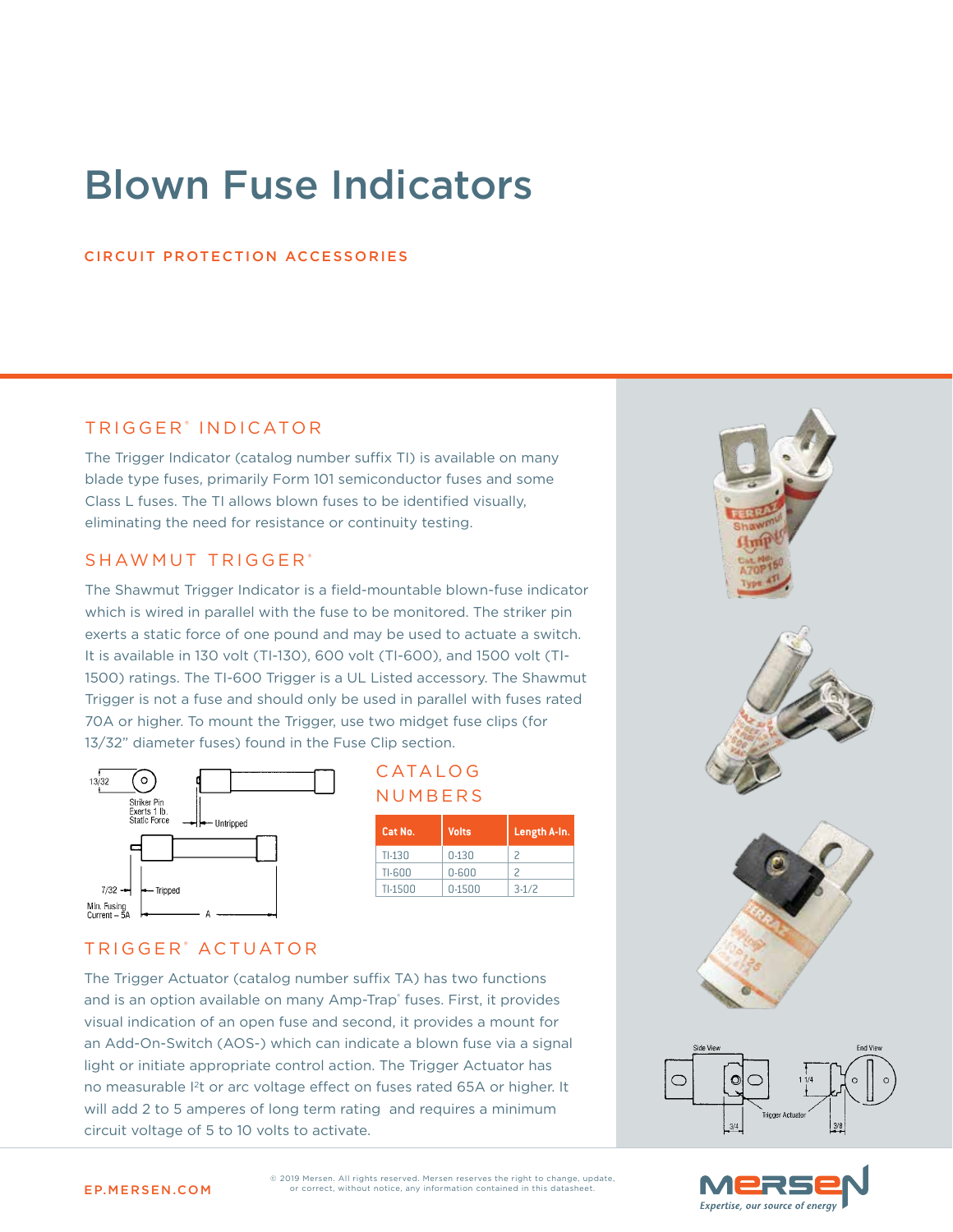# Blown Fuse Indicators

## CIRCUIT PROTECTION ACCESSORIES

## TRIGGER® INDICATOR

The Trigger Indicator (catalog number suffix TI) is available on many blade type fuses, primarily Form 101 semiconductor fuses and some Class L fuses. The TI allows blown fuses to be identified visually, eliminating the need for resistance or continuity testing.

## SHAWMUT TRIGGER®

The Shawmut Trigger Indicator is a field-mountable blown-fuse indicator which is wired in parallel with the fuse to be monitored. The striker pin exerts a static force of one pound and may be used to actuate a switch. It is available in 130 volt (TI-130), 600 volt (TI-600), and 1500 volt (TI-1500) ratings. The TI-600 Trigger is a UL Listed accessory. The Shawmut Trigger is not a fuse and should only be used in parallel with fuses rated 70A or higher. To mount the Trigger, use two midget fuse clips (for 13/32" diameter fuses) found in the Fuse Clip section.

13/32
Striker Pin Exerts 1 lb. Static Force
Untripped
7/32
Tripped
Min. Fusing Current – 5A
A

### CATALOG NUMBERS

| Cat No. | Volts | Length A-In. |
| --- | --- | --- |
| TI-130 | 0-130 | 2 |
| TI-600 | 0-600 | 2 |
| TI-1500 | 0-1500 | 3-1/2 |

## TRIGGER® ACTUATOR

The Trigger Actuator (catalog number suffix TA) has two functions and is an option available on many Amp-Trap® fuses. First, it provides visual indication of an open fuse and second, it provides a mount for an Add-On-Switch (AOS-) which can indicate a blown fuse via a signal light or initiate appropriate control action. The Trigger Actuator has no measurable $I^2t$ or arc voltage effect on fuses rated 65A or higher. It will add 2 to 5 amperes of long term rating and requires a minimum circuit voltage of 5 to 10 volts to activate.

Side View
End View
1 1/4
Trigger Actuator
3/4
3/8

EP.MERSEN.COM

© 2019 Mersen. All rights reserved. Mersen reserves the right to change, update, or correct, without notice, any information contained in this datasheet.

Expertise, our source of energy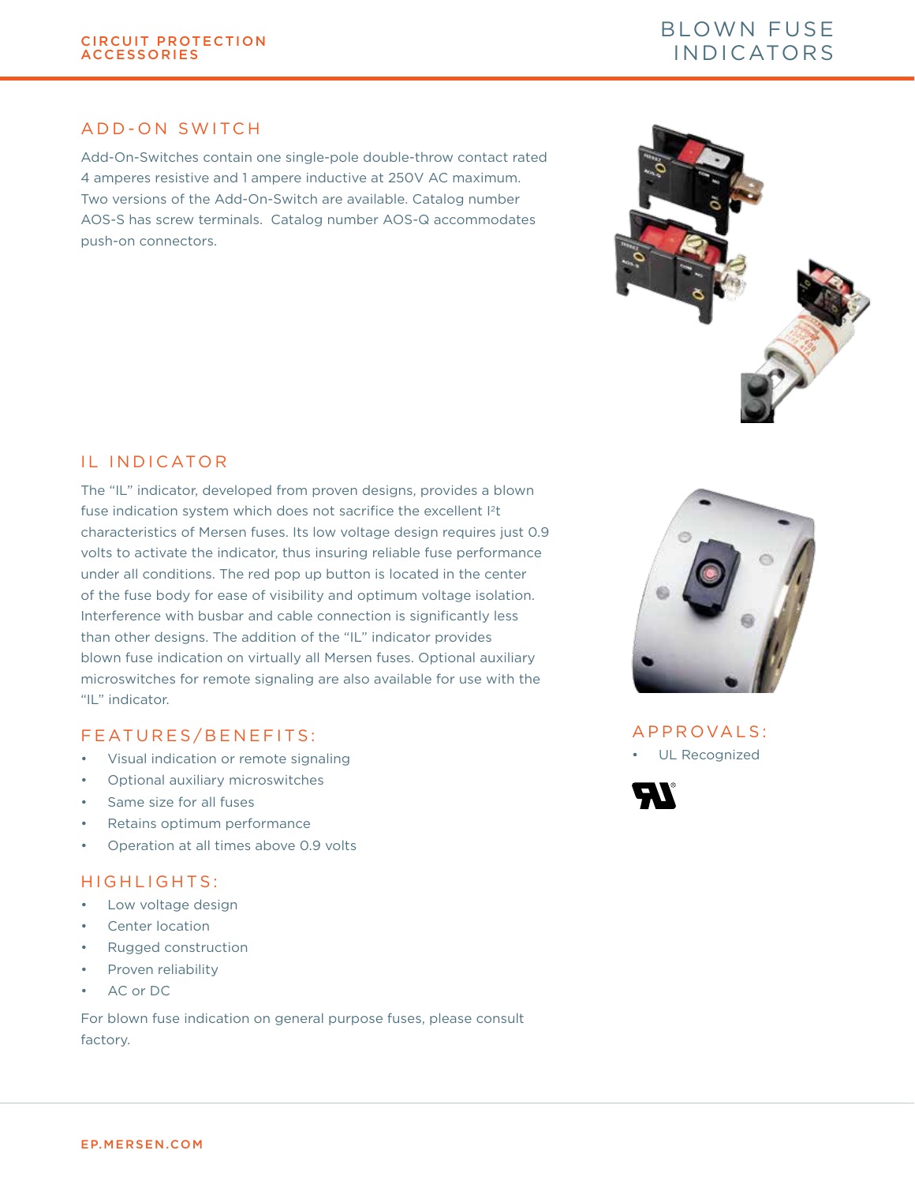## ADD-ON SWITCH

Add-On-Switches contain one single-pole double-throw contact rated 4 amperes resistive and 1 ampere inductive at 250V AC maximum. Two versions of the Add-On-Switch are available. Catalog number AOS-S has screw terminals. Catalog number AOS-Q accommodates push-on connectors.

## IL INDICATOR

The "IL" indicator, developed from proven designs, provides a blown fuse indication system which does not sacrifice the excellent $I^2t$ characteristics of Mersen fuses. Its low voltage design requires just 0.9 volts to activate the indicator, thus insuring reliable fuse performance under all conditions. The red pop up button is located in the center of the fuse body for ease of visibility and optimum voltage isolation. Interference with busbar and cable connection is significantly less than other designs. The addition of the "IL" indicator provides blown fuse indication on virtually all Mersen fuses. Optional auxiliary microswitches for remote signaling are also available for use with the "IL" indicator.

### FEATURES/BENEFITS:

- Visual indication or remote signaling
- Optional auxiliary microswitches
- Same size for all fuses
- Retains optimum performance
- Operation at all times above 0.9 volts

### HIGHLIGHTS:

- Low voltage design
- Center location
- Rugged construction
- Proven reliability
- AC or DC

For blown fuse indication on general purpose fuses, please consult factory.

### APPROVALS:

- UL Recognized